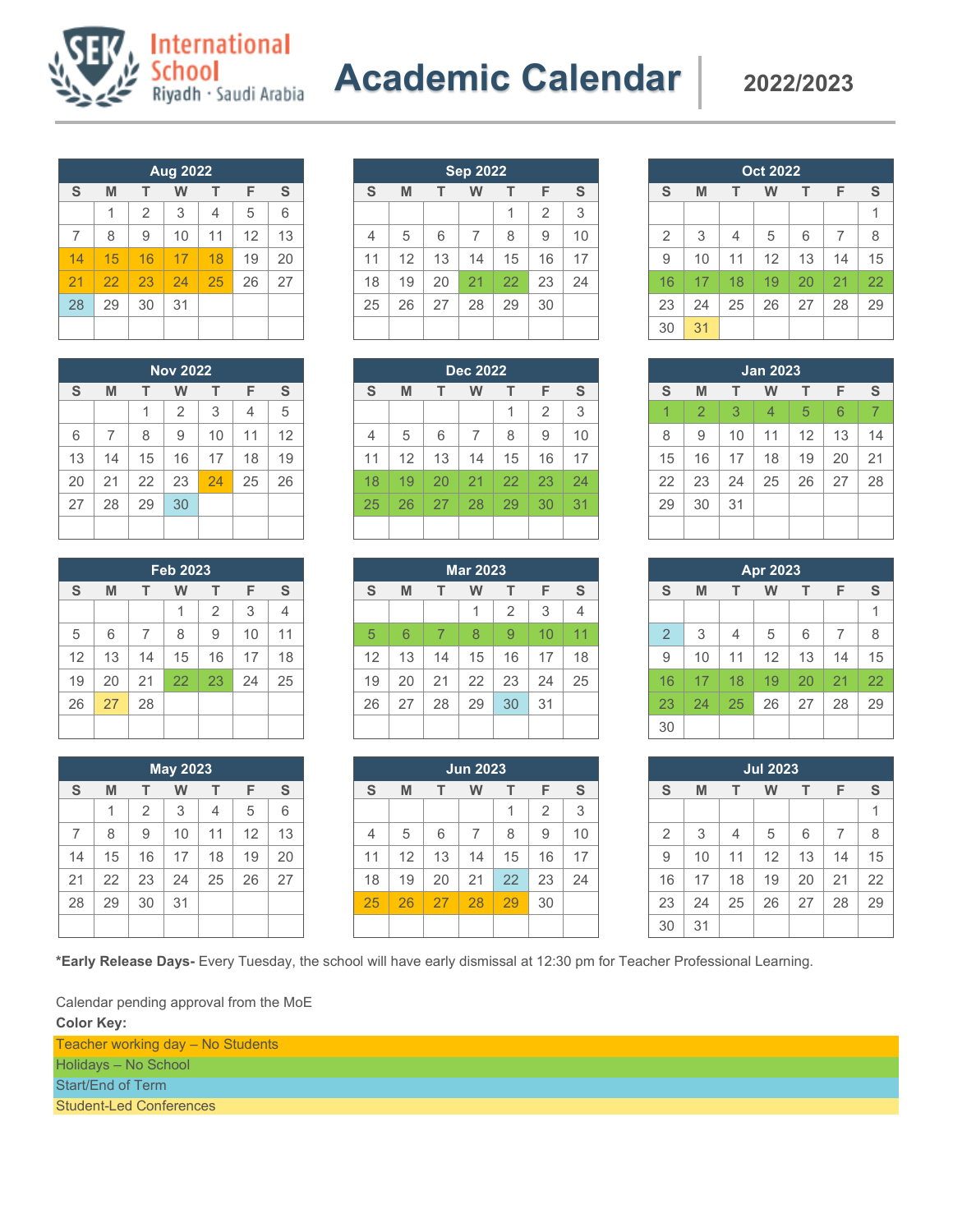# International School Riyadh · Saudi Arabia

# Academic Calendar 2022/2023

**Aug 2022**

| S | M | T | W | T | F | S |
|---|---|---|---|---|---|---|
| | 1 | 2 | 3 | 4 | 5 | 6 |
| 7 | 8 | 9 | 10 | 11 | 12 | 13 |
| 14 | 15 | 16 | 17 | 18 | 19 | 20 |
| 21 | 22 | 23 | 24 | 25 | 26 | 27 |
| 28 | 29 | 30 | 31 | | | |

**Sep 2022**

| S | M | T | W | T | F | S |
|---|---|---|---|---|---|---|
| | | | | 1 | 2 | 3 |
| 4 | 5 | 6 | 7 | 8 | 9 | 10 |
| 11 | 12 | 13 | 14 | 15 | 16 | 17 |
| 18 | 19 | 20 | 21 | 22 | 23 | 24 |
| 25 | 26 | 27 | 28 | 29 | 30 | |

**Oct 2022**

| S | M | T | W | T | F | S |
|---|---|---|---|---|---|---|
| | | | | | | 1 |
| 2 | 3 | 4 | 5 | 6 | 7 | 8 |
| 9 | 10 | 11 | 12 | 13 | 14 | 15 |
| 16 | 17 | 18 | 19 | 20 | 21 | 22 |
| 23 | 24 | 25 | 26 | 27 | 28 | 29 |
| 30 | 31 | | | | | |

**Nov 2022**

| S | M | T | W | T | F | S |
|---|---|---|---|---|---|---|
| | | 1 | 2 | 3 | 4 | 5 |
| 6 | 7 | 8 | 9 | 10 | 11 | 12 |
| 13 | 14 | 15 | 16 | 17 | 18 | 19 |
| 20 | 21 | 22 | 23 | 24 | 25 | 26 |
| 27 | 28 | 29 | 30 | | | |

**Dec 2022**

| S | M | T | W | T | F | S |
|---|---|---|---|---|---|---|
| | | | | 1 | 2 | 3 |
| 4 | 5 | 6 | 7 | 8 | 9 | 10 |
| 11 | 12 | 13 | 14 | 15 | 16 | 17 |
| 18 | 19 | 20 | 21 | 22 | 23 | 24 |
| 25 | 26 | 27 | 28 | 29 | 30 | 31 |

**Jan 2023**

| S | M | T | W | T | F | S |
|---|---|---|---|---|---|---|
| 1 | 2 | 3 | 4 | 5 | 6 | 7 |
| 8 | 9 | 10 | 11 | 12 | 13 | 14 |
| 15 | 16 | 17 | 18 | 19 | 20 | 21 |
| 22 | 23 | 24 | 25 | 26 | 27 | 28 |
| 29 | 30 | 31 | | | | |

**Feb 2023**

| S | M | T | W | T | F | S |
|---|---|---|---|---|---|---|
| | | | 1 | 2 | 3 | 4 |
| 5 | 6 | 7 | 8 | 9 | 10 | 11 |
| 12 | 13 | 14 | 15 | 16 | 17 | 18 |
| 19 | 20 | 21 | 22 | 23 | 24 | 25 |
| 26 | 27 | 28 | | | | |

**Mar 2023**

| S | M | T | W | T | F | S |
|---|---|---|---|---|---|---|
| | | | 1 | 2 | 3 | 4 |
| 5 | 6 | 7 | 8 | 9 | 10 | 11 |
| 12 | 13 | 14 | 15 | 16 | 17 | 18 |
| 19 | 20 | 21 | 22 | 23 | 24 | 25 |
| 26 | 27 | 28 | 29 | 30 | 31 | |

**Apr 2023**

| S | M | T | W | T | F | S |
|---|---|---|---|---|---|---|
| | | | | | | 1 |
| 2 | 3 | 4 | 5 | 6 | 7 | 8 |
| 9 | 10 | 11 | 12 | 13 | 14 | 15 |
| 16 | 17 | 18 | 19 | 20 | 21 | 22 |
| 23 | 24 | 25 | 26 | 27 | 28 | 29 |
| 30 | | | | | | |

**May 2023**

| S | M | T | W | T | F | S |
|---|---|---|---|---|---|---|
| | 1 | 2 | 3 | 4 | 5 | 6 |
| 7 | 8 | 9 | 10 | 11 | 12 | 13 |
| 14 | 15 | 16 | 17 | 18 | 19 | 20 |
| 21 | 22 | 23 | 24 | 25 | 26 | 27 |
| 28 | 29 | 30 | 31 | | | |

**Jun 2023**

| S | M | T | W | T | F | S |
|---|---|---|---|---|---|---|
| | | | | 1 | 2 | 3 |
| 4 | 5 | 6 | 7 | 8 | 9 | 10 |
| 11 | 12 | 13 | 14 | 15 | 16 | 17 |
| 18 | 19 | 20 | 21 | 22 | 23 | 24 |
| 25 | 26 | 27 | 28 | 29 | 30 | |

**Jul 2023**

| S | M | T | W | T | F | S |
|---|---|---|---|---|---|---|
| | | | | | | 1 |
| 2 | 3 | 4 | 5 | 6 | 7 | 8 |
| 9 | 10 | 11 | 12 | 13 | 14 | 15 |
| 16 | 17 | 18 | 19 | 20 | 21 | 22 |
| 23 | 24 | 25 | 26 | 27 | 28 | 29 |
| 30 | 31 | | | | | |

***Early Release Days-** Every Tuesday, the school will have early dismissal at 12:30 pm for Teacher Professional Learning.

Calendar pending approval from the MoE

**Color Key:**

- Teacher working day – No Students (Aug 14–18, Aug 21–25, Jun 25–29)
- Holidays – No School (Sep 21–22, Oct 16–22, Dec 18–31, Jan 1–7, Feb 22–23, Mar 5–11, Apr 16–25)
- Start/End of Term (Aug 28, Nov 30, Mar 30, Apr 2, Jun 22)
- Student-Led Conferences (Oct 31, Nov 24, Feb 27)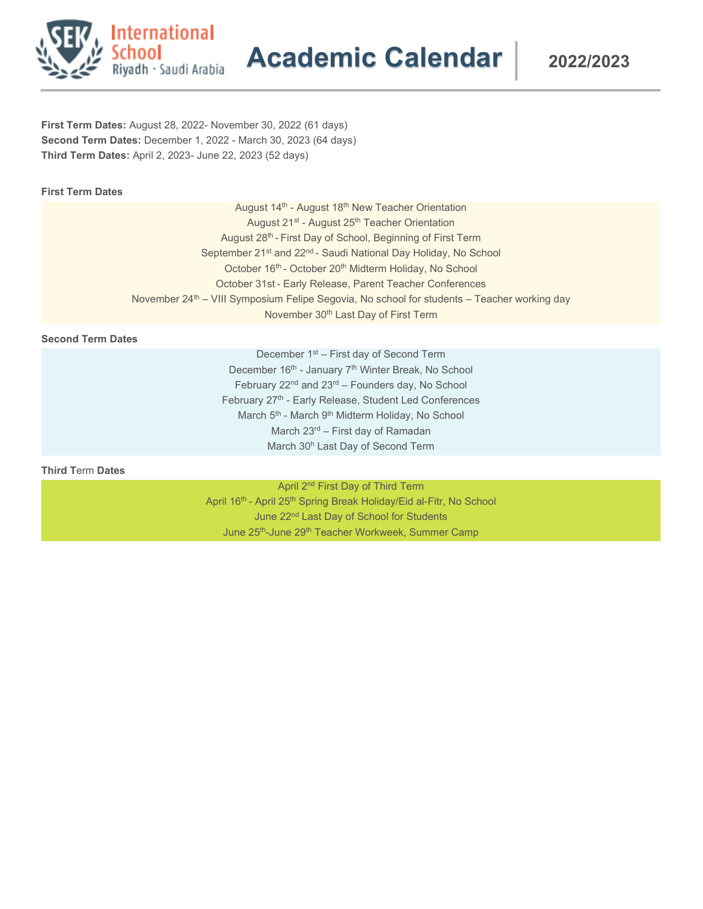# Academic Calendar 2022/2023

SEK International School Riyadh · Saudi Arabia

**First Term Dates:** August 28, 2022- November 30, 2022 (61 days)
**Second Term Dates:** December 1, 2022 - March 30, 2023 (64 days)
**Third Term Dates:** April 2, 2023- June 22, 2023 (52 days)

**First Term Dates**

August 14th - August 18th New Teacher Orientation
August 21st - August 25th Teacher Orientation
August 28th - First Day of School, Beginning of First Term
September 21st and 22nd - Saudi National Day Holiday, No School
October 16th - October 20th Midterm Holiday, No School
October 31st - Early Release, Parent Teacher Conferences
November 24th – VIII Symposium Felipe Segovia, No school for students – Teacher working day
November 30th Last Day of First Term

**Second Term Dates**

December 1st – First day of Second Term
December 16th - January 7th Winter Break, No School
February 22nd and 23rd – Founders day, No School
February 27th - Early Release, Student Led Conferences
March 5th - March 9th Midterm Holiday, No School
March 23rd – First day of Ramadan
March 30h Last Day of Second Term

**Third Term Dates**

April 2nd First Day of Third Term
April 16th - April 25th Spring Break Holiday/Eid al-Fitr, No School
June 22nd Last Day of School for Students
June 25th-June 29th Teacher Workweek, Summer Camp